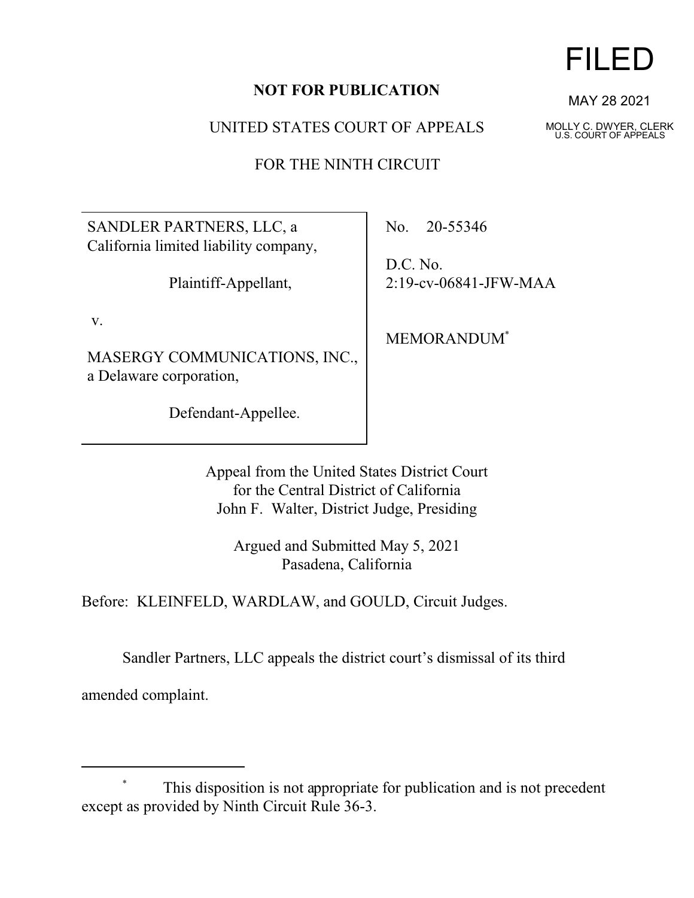**NOT FOR PUBLICATION**

FILED

MAY 28 2021

MOLLY C. DWYER, CLERK
U.S. COURT OF APPEALS

UNITED STATES COURT OF APPEALS

FOR THE NINTH CIRCUIT

| | |
|---|---|
| SANDLER PARTNERS, LLC, a California limited liability company,<br><br>Plaintiff-Appellant,<br><br>v.<br><br>MASERGY COMMUNICATIONS, INC., a Delaware corporation,<br><br>Defendant-Appellee. | No. 20-55346<br><br>D.C. No. 2:19-cv-06841-JFW-MAA<br><br>MEMORANDUM* |

Appeal from the United States District Court
for the Central District of California
John F. Walter, District Judge, Presiding

Argued and Submitted May 5, 2021
Pasadena, California

Before: KLEINFELD, WARDLAW, and GOULD, Circuit Judges.

Sandler Partners, LLC appeals the district court's dismissal of its third amended complaint.

---

\* This disposition is not appropriate for publication and is not precedent except as provided by Ninth Circuit Rule 36-3.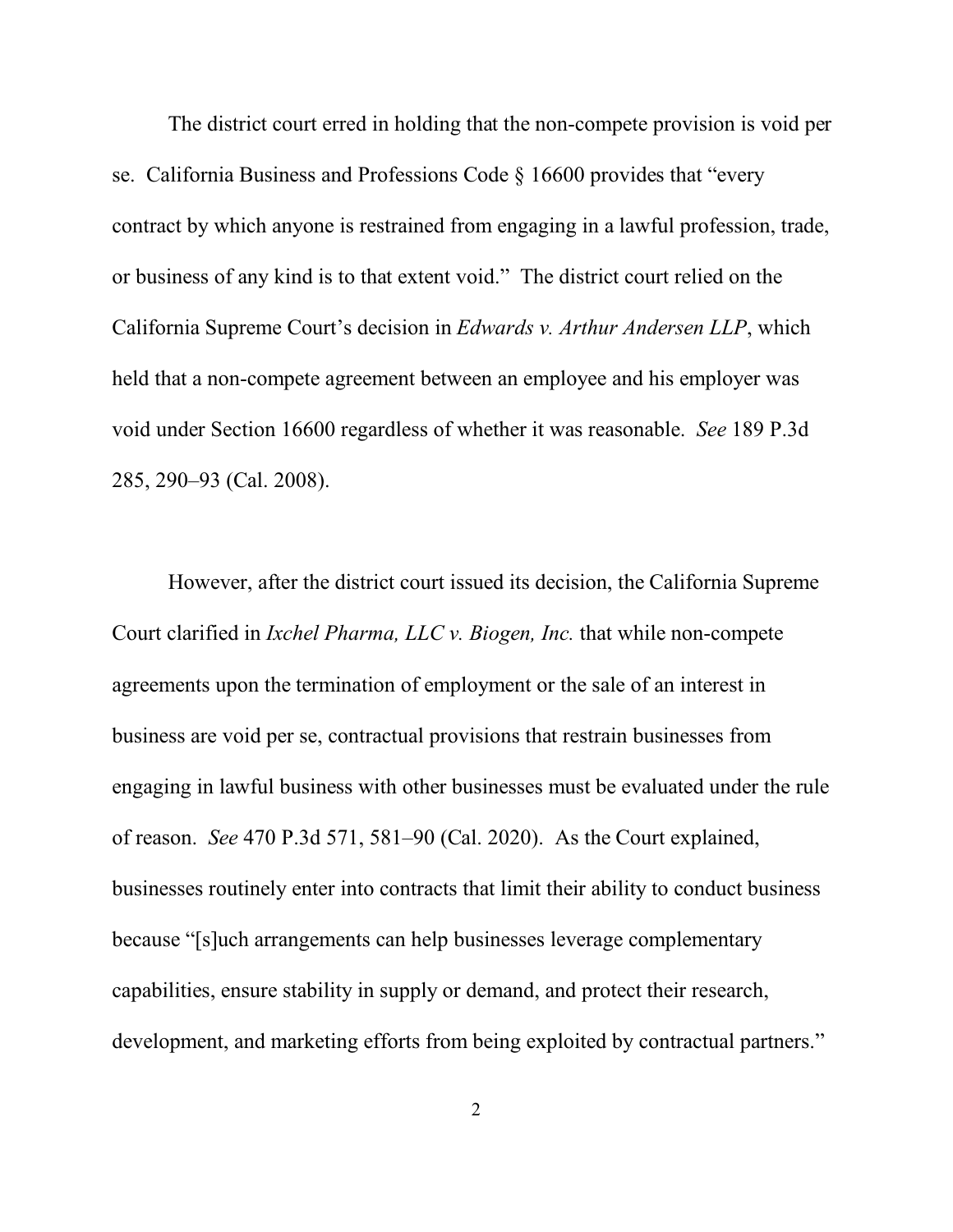The district court erred in holding that the non-compete provision is void per se. California Business and Professions Code § 16600 provides that "every contract by which anyone is restrained from engaging in a lawful profession, trade, or business of any kind is to that extent void." The district court relied on the California Supreme Court's decision in *Edwards v. Arthur Andersen LLP*, which held that a non-compete agreement between an employee and his employer was void under Section 16600 regardless of whether it was reasonable. *See* 189 P.3d 285, 290–93 (Cal. 2008).

However, after the district court issued its decision, the California Supreme Court clarified in *Ixchel Pharma, LLC v. Biogen, Inc.* that while non-compete agreements upon the termination of employment or the sale of an interest in business are void per se, contractual provisions that restrain businesses from engaging in lawful business with other businesses must be evaluated under the rule of reason. *See* 470 P.3d 571, 581–90 (Cal. 2020). As the Court explained, businesses routinely enter into contracts that limit their ability to conduct business because "[s]uch arrangements can help businesses leverage complementary capabilities, ensure stability in supply or demand, and protect their research, development, and marketing efforts from being exploited by contractual partners."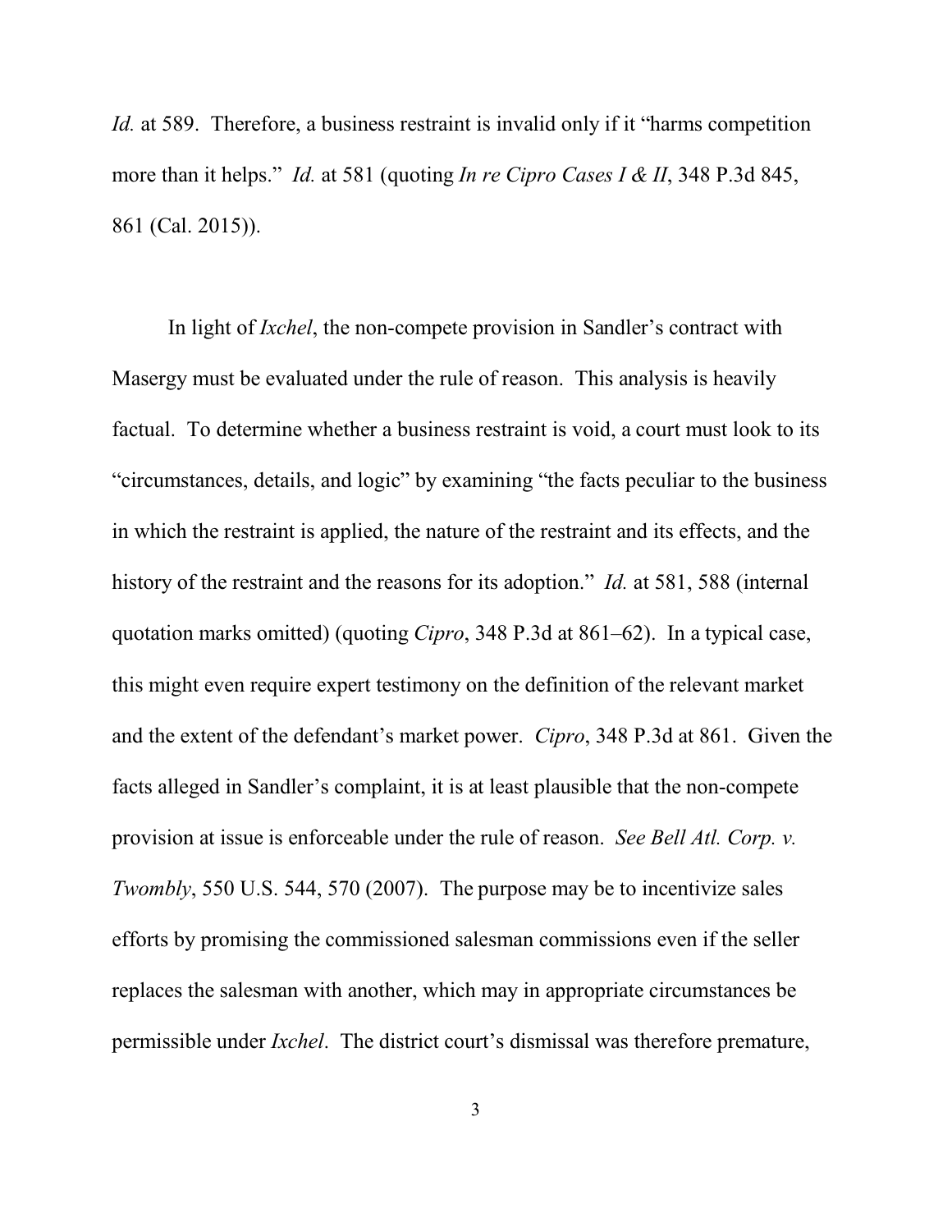*Id.* at 589. Therefore, a business restraint is invalid only if it "harms competition more than it helps." *Id.* at 581 (quoting *In re Cipro Cases I & II*, 348 P.3d 845, 861 (Cal. 2015)).

In light of *Ixchel*, the non-compete provision in Sandler's contract with Masergy must be evaluated under the rule of reason. This analysis is heavily factual. To determine whether a business restraint is void, a court must look to its "circumstances, details, and logic" by examining "the facts peculiar to the business in which the restraint is applied, the nature of the restraint and its effects, and the history of the restraint and the reasons for its adoption." *Id.* at 581, 588 (internal quotation marks omitted) (quoting *Cipro*, 348 P.3d at 861–62). In a typical case, this might even require expert testimony on the definition of the relevant market and the extent of the defendant's market power. *Cipro*, 348 P.3d at 861. Given the facts alleged in Sandler's complaint, it is at least plausible that the non-compete provision at issue is enforceable under the rule of reason. *See Bell Atl. Corp. v. Twombly*, 550 U.S. 544, 570 (2007). The purpose may be to incentivize sales efforts by promising the commissioned salesman commissions even if the seller replaces the salesman with another, which may in appropriate circumstances be permissible under *Ixchel*. The district court's dismissal was therefore premature,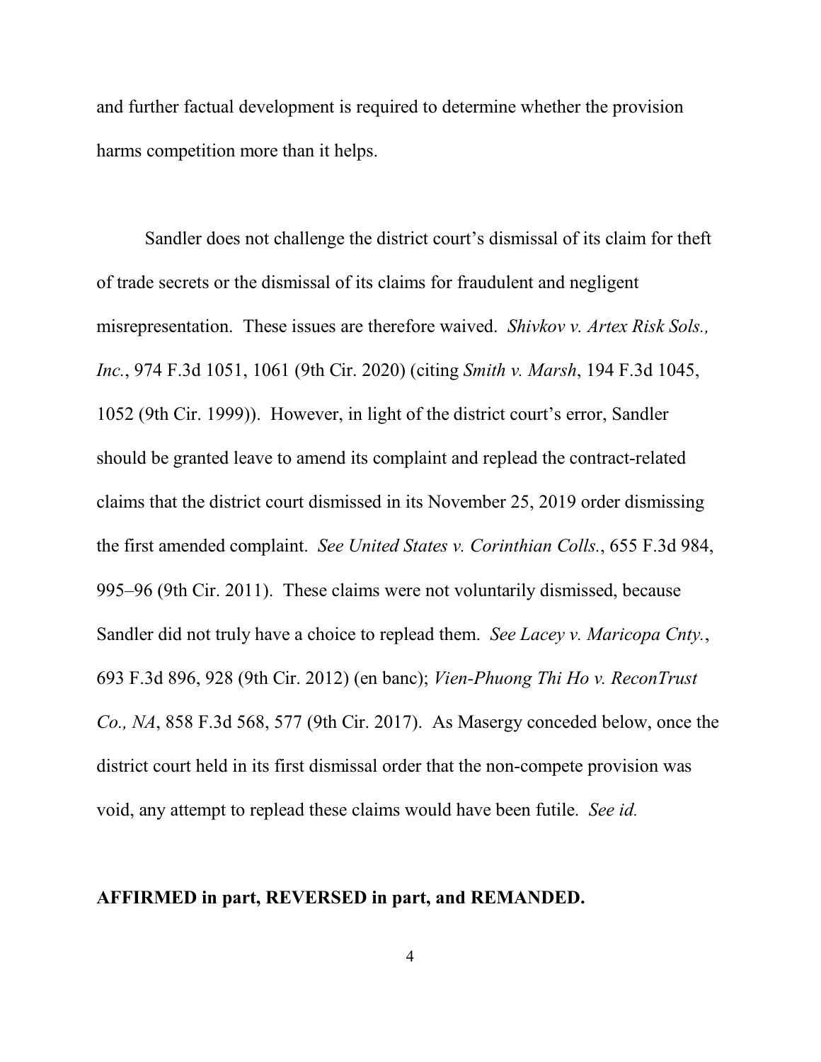and further factual development is required to determine whether the provision harms competition more than it helps.

Sandler does not challenge the district court's dismissal of its claim for theft of trade secrets or the dismissal of its claims for fraudulent and negligent misrepresentation. These issues are therefore waived. *Shivkov v. Artex Risk Sols., Inc.*, 974 F.3d 1051, 1061 (9th Cir. 2020) (citing *Smith v. Marsh*, 194 F.3d 1045, 1052 (9th Cir. 1999)). However, in light of the district court's error, Sandler should be granted leave to amend its complaint and replead the contract-related claims that the district court dismissed in its November 25, 2019 order dismissing the first amended complaint. *See United States v. Corinthian Colls.*, 655 F.3d 984, 995–96 (9th Cir. 2011). These claims were not voluntarily dismissed, because Sandler did not truly have a choice to replead them. *See Lacey v. Maricopa Cnty.*, 693 F.3d 896, 928 (9th Cir. 2012) (en banc); *Vien-Phuong Thi Ho v. ReconTrust Co., NA*, 858 F.3d 568, 577 (9th Cir. 2017). As Masergy conceded below, once the district court held in its first dismissal order that the non-compete provision was void, any attempt to replead these claims would have been futile. *See id.*

**AFFIRMED in part, REVERSED in part, and REMANDED.**